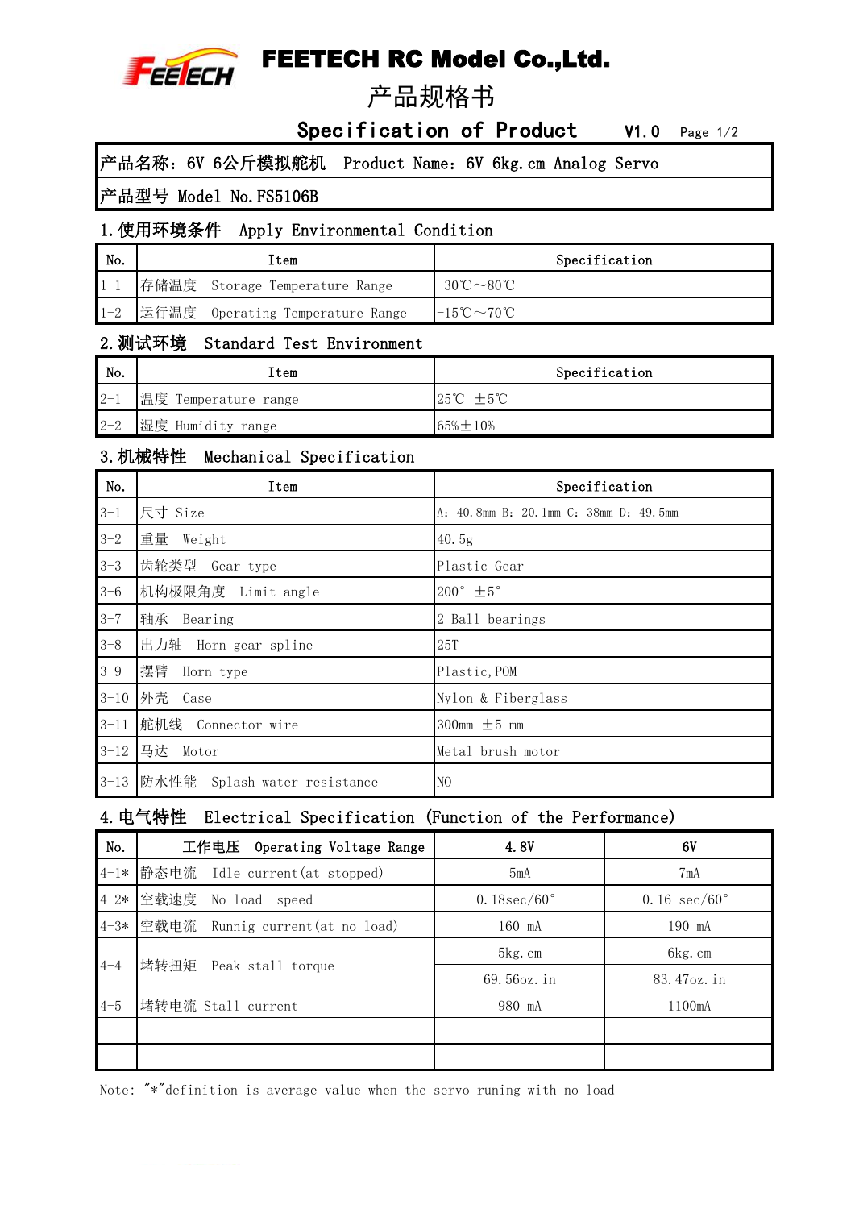# FEETECH RC Model Co.,Ltd.

## 产品规格书

## Specification of Product V1.0

| 产品名称：6V 6公斤模拟舵机 Product Name：6V 6kg.cm Analog Servo |
|---|
| 产品型号 Model No.FS5106B |

### 1.使用环境条件 Apply Environmental Condition

| No. | Item | Specification |
|---|---|---|
| 1-1 | 存储温度 Storage Temperature Range | -30℃～80℃ |
| 1-2 | 运行温度 Operating Temperature Range | -15℃～70℃ |

### 2.测试环境 Standard Test Environment

| No. | Item | Specification |
|---|---|---|
| 2-1 | 温度 Temperature range | 25℃ ±5℃ |
| 2-2 | 湿度 Humidity range | 65%±10% |

### 3.机械特性 Mechanical Specification

| No. | Item | Specification |
|---|---|---|
| 3-1 | 尺寸 Size | A：40.8mm B：20.1mm C：38mm D：49.5mm |
| 3-2 | 重量 Weight | 40.5g |
| 3-3 | 齿轮类型 Gear type | Plastic Gear |
| 3-6 | 机构极限角度 Limit angle | 200° ±5° |
| 3-7 | 轴承 Bearing | 2 Ball bearings |
| 3-8 | 出力轴 Horn gear spline | 25T |
| 3-9 | 摆臂 Horn type | Plastic,POM |
| 3-10 | 外壳 Case | Nylon & Fiberglass |
| 3-11 | 舵机线 Connector wire | 300mm ±5 mm |
| 3-12 | 马达 Motor | Metal brush motor |
| 3-13 | 防水性能 Splash water resistance | NO |

### 4.电气特性 Electrical Specification (Function of the Performance)

| No. | 工作电压 Operating Voltage Range | 4.8V | 6V |
|---|---|---|---|
| 4-1* | 静态电流 Idle current(at stopped) | 5mA | 7mA |
| 4-2* | 空载速度 No load speed | 0.18sec/60° | 0.16 sec/60° |
| 4-3* | 空载电流 Runnig current(at no load) | 160 mA | 190 mA |
| 4-4 | 堵转扭矩 Peak stall torque | 5kg.cm | 6kg.cm |
| | | 69.56oz.in | 83.47oz.in |
| 4-5 | 堵转电流 Stall current | 980 mA | 1100mA |
| | | | |
| | | | |

Note: "*"definition is average value when the servo runing with no load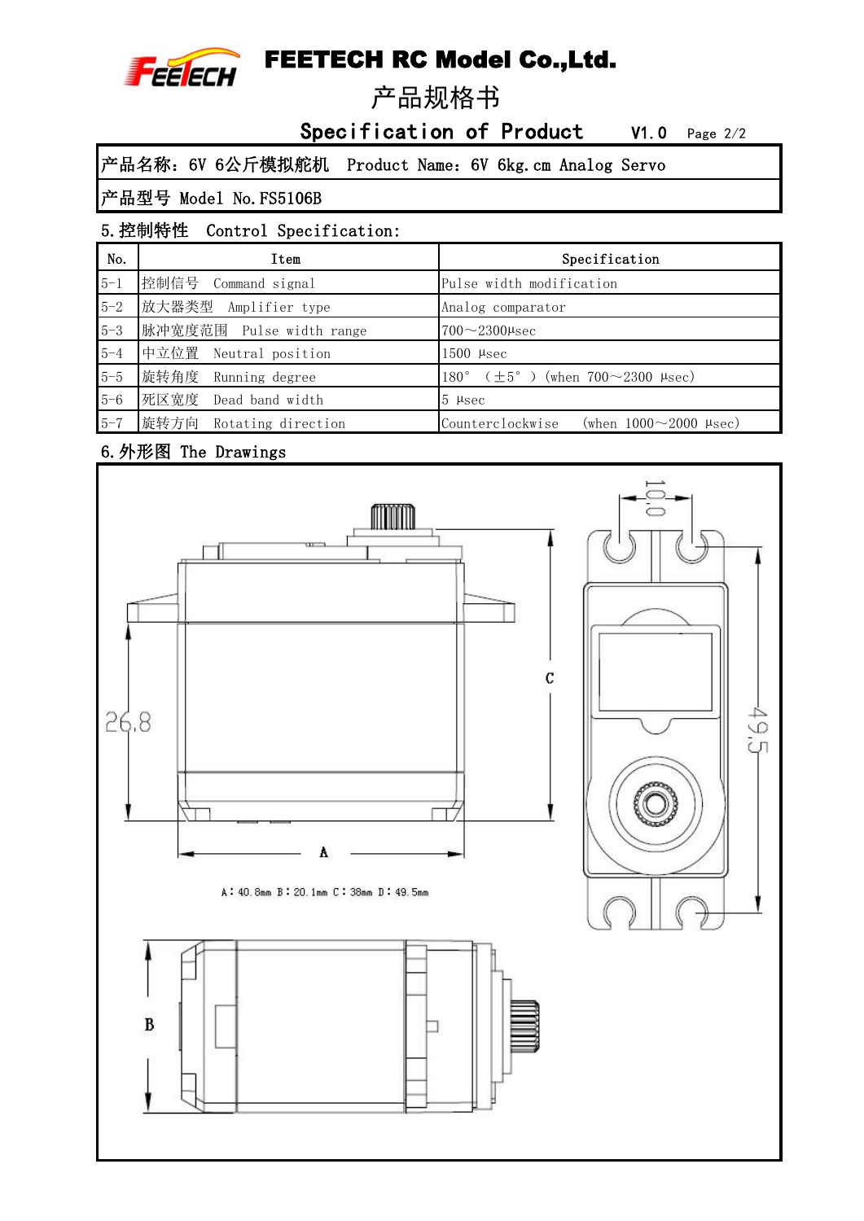| 产品名称：6V 6公斤模拟舵机　Product Name：6V 6kg.cm Analog Servo |
|---|
| 产品型号 Model No.FS5106B |

## 5.控制特性　Control Specification:

| No. | Item | Specification |
|---|---|---|
| 5-1 | 控制信号　Command signal | Pulse width modification |
| 5-2 | 放大器类型　Amplifier type | Analog comparator |
| 5-3 | 脉冲宽度范围　Pulse width range | 700～2300µsec |
| 5-4 | 中立位置　Neutral position | 1500 µsec |
| 5-5 | 旋转角度　Running degree | 180°　(±5°　) (when 700～2300 µsec) |
| 5-6 | 死区宽度　Dead band width | 5 µsec |
| 5-7 | 旋转方向　Rotating direction | Counterclockwise　(when 1000～2000 µsec) |

## 6.外形图 The Drawings

10.0

26.8

C

49.5

A

A：40.8mm B：20.1mm C：38mm D：49.5mm

B